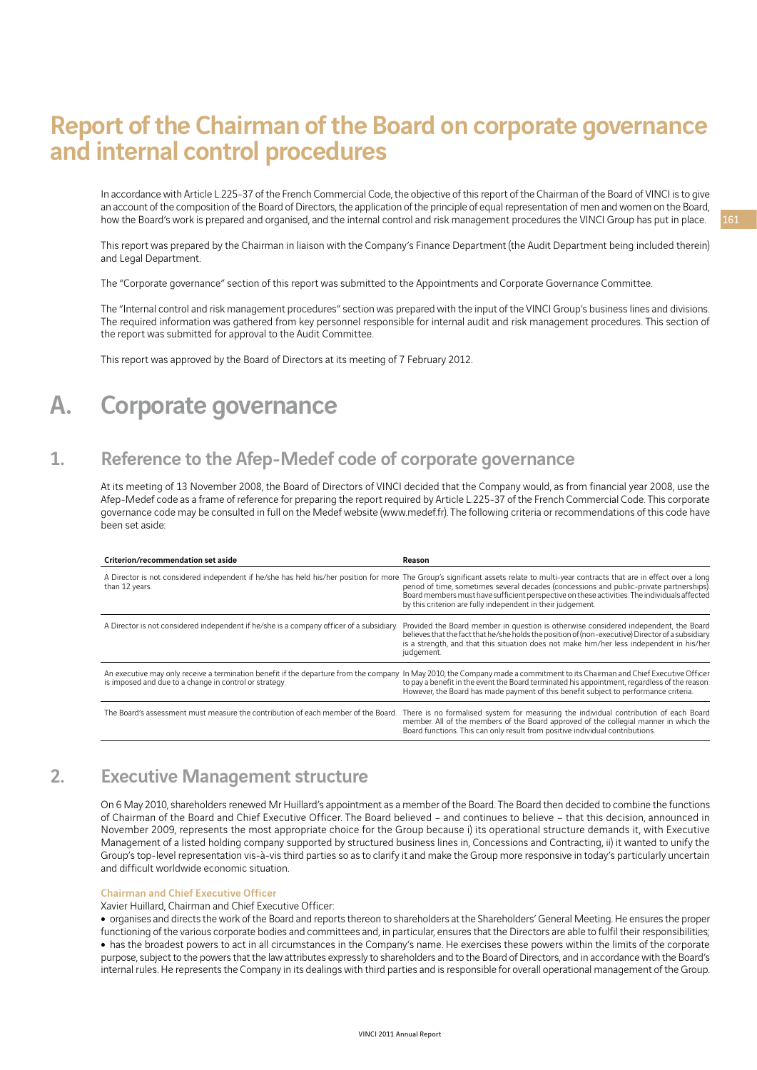# Report of the Chairman of the Board on corporate governance and internal control procedures

In accordance with Article L.225-37 of the French Commercial Code, the objective of this report of the Chairman of the Board of VINCI is to give an account of the composition of the Board of Directors, the application of the principle of equal representation of men and women on the Board, how the Board's work is prepared and organised, and the internal control and risk management procedures the VINCI Group has put in place.

This report was prepared by the Chairman in liaison with the Company's Finance Department (the Audit Department being included therein) and Legal Department.

The "Corporate governance" section of this report was submitted to the Appointments and Corporate Governance Committee.

The "Internal control and risk management procedures" section was prepared with the input of the VINCI Group's business lines and divisions. The required information was gathered from key personnel responsible for internal audit and risk management procedures. This section of the report was submitted for approval to the Audit Committee.

This report was approved by the Board of Directors at its meeting of 7 February 2012.

## A. Corporate governance

### 1. Reference to the Afep-Medef code of corporate governance

At its meeting of 13 November 2008, the Board of Directors of VINCI decided that the Company would, as from financial year 2008, use the Afep-Medef code as a frame of reference for preparing the report required by Article L.225-37 of the French Commercial Code. This corporate governance code may be consulted in full on the Medef website (www.medef.fr). The following criteria or recommendations of this code have been set aside:

| Criterion/recommendation set aside | Reason |
| --- | --- |
| A Director is not considered independent if he/she has held his/her position for more than 12 years. | The Group's significant assets relate to multi-year contracts that are in effect over a long period of time, sometimes several decades (concessions and public-private partnerships). Board members must have sufficient perspective on these activities. The individuals affected by this criterion are fully independent in their judgement. |
| A Director is not considered independent if he/she is a company officer of a subsidiary. | Provided the Board member in question is otherwise considered independent, the Board believes that the fact that he/she holds the position of (non-executive) Director of a subsidiary is a strength, and that this situation does not make him/her less independent in his/her judgement. |
| An executive may only receive a termination benefit if the departure from the company is imposed and due to a change in control or strategy. | In May 2010, the Company made a commitment to its Chairman and Chief Executive Officer to pay a benefit in the event the Board terminated his appointment, regardless of the reason. However, the Board has made payment of this benefit subject to performance criteria. |
| The Board's assessment must measure the contribution of each member of the Board. | There is no formalised system for measuring the individual contribution of each Board member. All of the members of the Board approved of the collegial manner in which the Board functions. This can only result from positive individual contributions. |

### 2. Executive Management structure

On 6 May 2010, shareholders renewed Mr Huillard's appointment as a member of the Board. The Board then decided to combine the functions of Chairman of the Board and Chief Executive Officer. The Board believed – and continues to believe – that this decision, announced in November 2009, represents the most appropriate choice for the Group because i) its operational structure demands it, with Executive Management of a listed holding company supported by structured business lines in, Concessions and Contracting, ii) it wanted to unify the Group's top-level representation vis-à-vis third parties so as to clarify it and make the Group more responsive in today's particularly uncertain and difficult worldwide economic situation.

#### Chairman and Chief Executive Officer

Xavier Huillard, Chairman and Chief Executive Officer:

- organises and directs the work of the Board and reports thereon to shareholders at the Shareholders' General Meeting. He ensures the proper functioning of the various corporate bodies and committees and, in particular, ensures that the Directors are able to fulfil their responsibilities;
- has the broadest powers to act in all circumstances in the Company's name. He exercises these powers within the limits of the corporate purpose, subject to the powers that the law attributes expressly to shareholders and to the Board of Directors, and in accordance with the Board's internal rules. He represents the Company in its dealings with third parties and is responsible for overall operational management of the Group.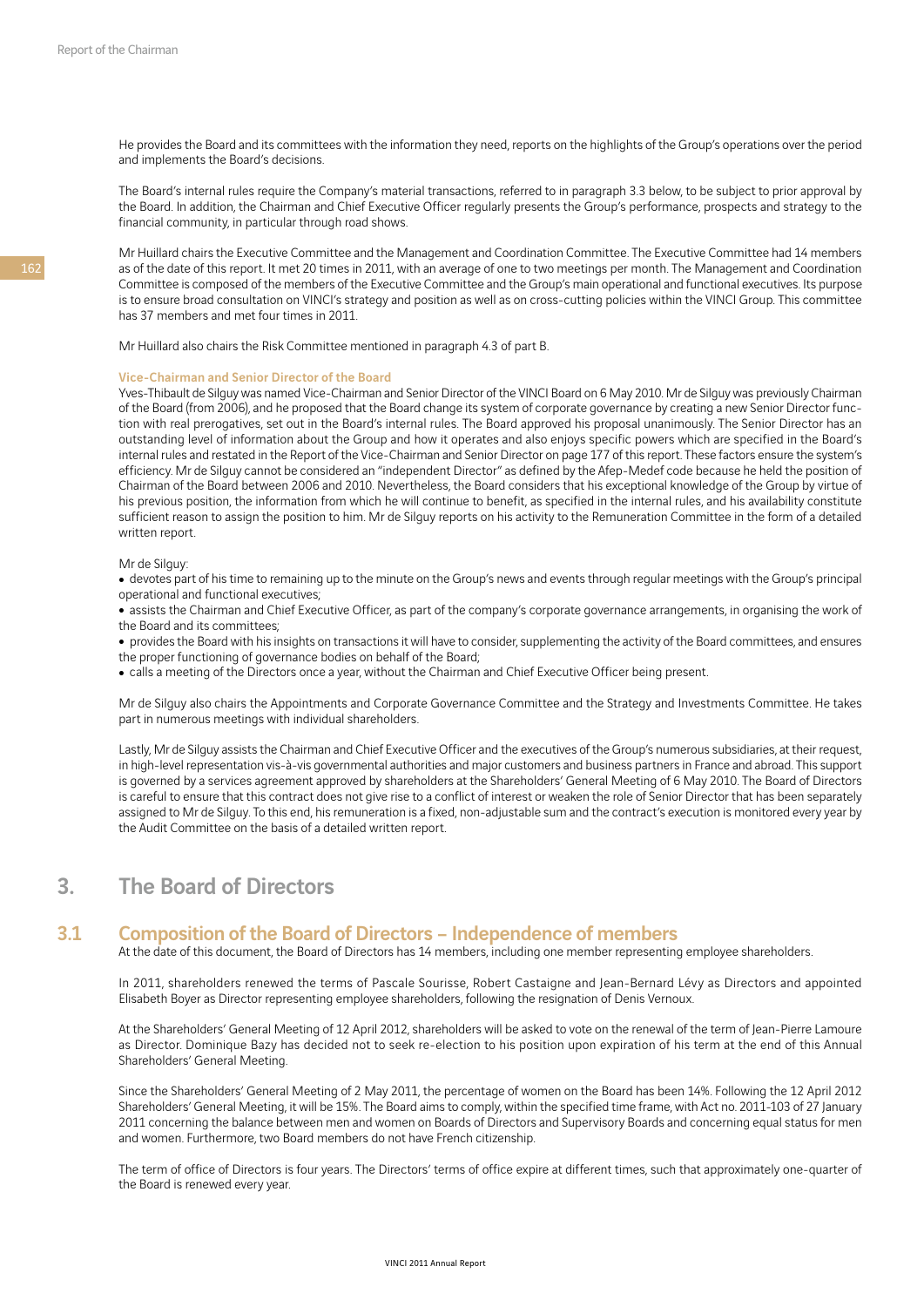He provides the Board and its committees with the information they need, reports on the highlights of the Group's operations over the period and implements the Board's decisions.

The Board's internal rules require the Company's material transactions, referred to in paragraph 3.3 below, to be subject to prior approval by the Board. In addition, the Chairman and Chief Executive Officer regularly presents the Group's performance, prospects and strategy to the financial community, in particular through road shows.

Mr Huillard chairs the Executive Committee and the Management and Coordination Committee. The Executive Committee had 14 members as of the date of this report. It met 20 times in 2011, with an average of one to two meetings per month. The Management and Coordination Committee is composed of the members of the Executive Committee and the Group's main operational and functional executives. Its purpose is to ensure broad consultation on VINCI's strategy and position as well as on cross-cutting policies within the VINCI Group. This committee has 37 members and met four times in 2011.

Mr Huillard also chairs the Risk Committee mentioned in paragraph 4.3 of part B.

#### Vice-Chairman and Senior Director of the Board

Yves-Thibault de Silguy was named Vice-Chairman and Senior Director of the VINCI Board on 6 May 2010. Mr de Silguy was previously Chairman of the Board (from 2006), and he proposed that the Board change its system of corporate governance by creating a new Senior Director function with real prerogatives, set out in the Board's internal rules. The Board approved his proposal unanimously. The Senior Director has an outstanding level of information about the Group and how it operates and also enjoys specific powers which are specified in the Board's internal rules and restated in the Report of the Vice-Chairman and Senior Director on page 177 of this report. These factors ensure the system's efficiency. Mr de Silguy cannot be considered an "independent Director" as defined by the Afep-Medef code because he held the position of Chairman of the Board between 2006 and 2010. Nevertheless, the Board considers that his exceptional knowledge of the Group by virtue of his previous position, the information from which he will continue to benefit, as specified in the internal rules, and his availability constitute sufficient reason to assign the position to him. Mr de Silguy reports on his activity to the Remuneration Committee in the form of a detailed written report.

Mr de Silguy:

- devotes part of his time to remaining up to the minute on the Group's news and events through regular meetings with the Group's principal operational and functional executives;
- assists the Chairman and Chief Executive Officer, as part of the company's corporate governance arrangements, in organising the work of the Board and its committees;
- provides the Board with his insights on transactions it will have to consider, supplementing the activity of the Board committees, and ensures the proper functioning of governance bodies on behalf of the Board;
- calls a meeting of the Directors once a year, without the Chairman and Chief Executive Officer being present.

Mr de Silguy also chairs the Appointments and Corporate Governance Committee and the Strategy and Investments Committee. He takes part in numerous meetings with individual shareholders.

Lastly, Mr de Silguy assists the Chairman and Chief Executive Officer and the executives of the Group's numerous subsidiaries, at their request, in high-level representation vis-à-vis governmental authorities and major customers and business partners in France and abroad. This support is governed by a services agreement approved by shareholders at the Shareholders' General Meeting of 6 May 2010. The Board of Directors is careful to ensure that this contract does not give rise to a conflict of interest or weaken the role of Senior Director that has been separately assigned to Mr de Silguy. To this end, his remuneration is a fixed, non-adjustable sum and the contract's execution is monitored every year by the Audit Committee on the basis of a detailed written report.

## 3. The Board of Directors

### 3.1 Composition of the Board of Directors – Independence of members

At the date of this document, the Board of Directors has 14 members, including one member representing employee shareholders.

In 2011, shareholders renewed the terms of Pascale Sourisse, Robert Castaigne and Jean-Bernard Lévy as Directors and appointed Elisabeth Boyer as Director representing employee shareholders, following the resignation of Denis Vernoux.

At the Shareholders' General Meeting of 12 April 2012, shareholders will be asked to vote on the renewal of the term of Jean-Pierre Lamoure as Director. Dominique Bazy has decided not to seek re-election to his position upon expiration of his term at the end of this Annual Shareholders' General Meeting.

Since the Shareholders' General Meeting of 2 May 2011, the percentage of women on the Board has been 14%. Following the 12 April 2012 Shareholders' General Meeting, it will be 15%. The Board aims to comply, within the specified time frame, with Act no. 2011-103 of 27 January 2011 concerning the balance between men and women on Boards of Directors and Supervisory Boards and concerning equal status for men and women. Furthermore, two Board members do not have French citizenship.

The term of office of Directors is four years. The Directors' terms of office expire at different times, such that approximately one-quarter of the Board is renewed every year.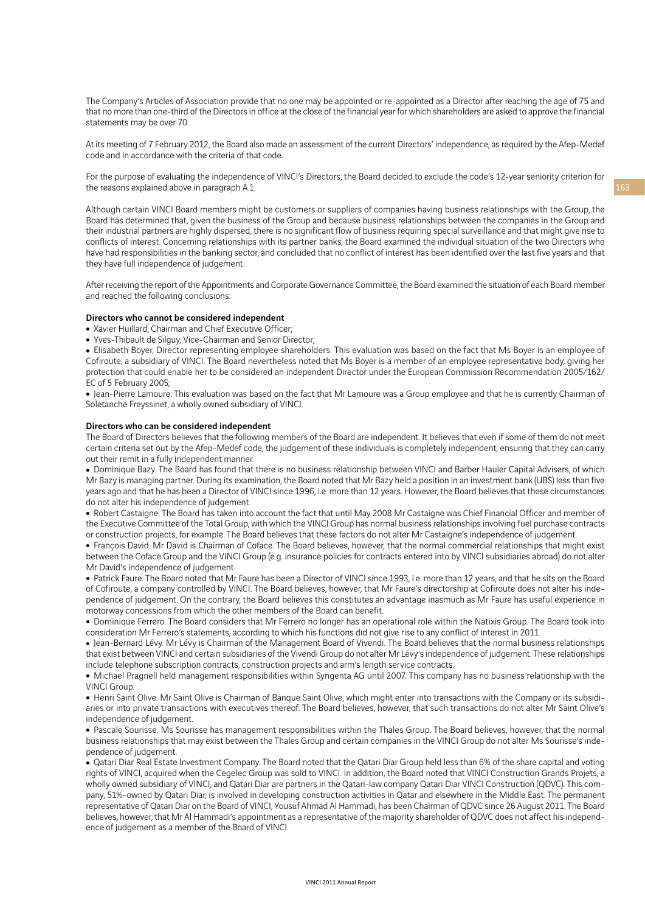The Company's Articles of Association provide that no one may be appointed or re-appointed as a Director after reaching the age of 75 and that no more than one-third of the Directors in office at the close of the financial year for which shareholders are asked to approve the financial statements may be over 70.

At its meeting of 7 February 2012, the Board also made an assessment of the current Directors' independence, as required by the Afep-Medef code and in accordance with the criteria of that code.

For the purpose of evaluating the independence of VINCI's Directors, the Board decided to exclude the code's 12-year seniority criterion for the reasons explained above in paragraph A.1.

Although certain VINCI Board members might be customers or suppliers of companies having business relationships with the Group, the Board has determined that, given the business of the Group and because business relationships between the companies in the Group and their industrial partners are highly dispersed, there is no significant flow of business requiring special surveillance and that might give rise to conflicts of interest. Concerning relationships with its partner banks, the Board examined the individual situation of the two Directors who have had responsibilities in the banking sector, and concluded that no conflict of interest has been identified over the last five years and that they have full independence of judgement.

After receiving the report of the Appointments and Corporate Governance Committee, the Board examined the situation of each Board member and reached the following conclusions:

**Directors who cannot be considered independent**

- Xavier Huillard, Chairman and Chief Executive Officer;
- Yves-Thibault de Silguy, Vice-Chairman and Senior Director;
- Elisabeth Boyer, Director representing employee shareholders. This evaluation was based on the fact that Ms Boyer is an employee of Cofiroute, a subsidiary of VINCI. The Board nevertheless noted that Ms Boyer is a member of an employee representative body, giving her protection that could enable her to be considered an independent Director under the European Commission Recommendation 2005/162/EC of 5 February 2005;
- Jean-Pierre Lamoure. This evaluation was based on the fact that Mr Lamoure was a Group employee and that he is currently Chairman of Soletanche Freyssinet, a wholly owned subsidiary of VINCI.

**Directors who can be considered independent**

The Board of Directors believes that the following members of the Board are independent. It believes that even if some of them do not meet certain criteria set out by the Afep-Medef code, the judgement of these individuals is completely independent, ensuring that they can carry out their remit in a fully independent manner.

- Dominique Bazy. The Board has found that there is no business relationship between VINCI and Barber Hauler Capital Advisers, of which Mr Bazy is managing partner. During its examination, the Board noted that Mr Bazy held a position in an investment bank (UBS) less than five years ago and that he has been a Director of VINCI since 1996, i.e. more than 12 years. However, the Board believes that these circumstances do not alter his independence of judgement.
- Robert Castaigne. The Board has taken into account the fact that until May 2008 Mr Castaigne was Chief Financial Officer and member of the Executive Committee of the Total Group, with which the VINCI Group has normal business relationships involving fuel purchase contracts or construction projects, for example. The Board believes that these factors do not alter Mr Castaigne's independence of judgement.
- François David. Mr David is Chairman of Coface. The Board believes, however, that the normal commercial relationships that might exist between the Coface Group and the VINCI Group (e.g. insurance policies for contracts entered into by VINCI subsidiaries abroad) do not alter Mr David's independence of judgement.
- Patrick Faure. The Board noted that Mr Faure has been a Director of VINCI since 1993, i.e. more than 12 years, and that he sits on the Board of Cofiroute, a company controlled by VINCI. The Board believes, however, that Mr Faure's directorship at Cofiroute does not alter his independence of judgement. On the contrary, the Board believes this constitutes an advantage inasmuch as Mr Faure has useful experience in motorway concessions from which the other members of the Board can benefit.
- Dominique Ferrero. The Board considers that Mr Ferrero no longer has an operational role within the Natixis Group. The Board took into consideration Mr Ferrero's statements, according to which his functions did not give rise to any conflict of interest in 2011.
- Jean-Bernard Lévy. Mr Lévy is Chairman of the Management Board of Vivendi. The Board believes that the normal business relationships that exist between VINCI and certain subsidiaries of the Vivendi Group do not alter Mr Lévy's independence of judgement. These relationships include telephone subscription contracts, construction projects and arm's length service contracts.
- Michael Pragnell held management responsibilities within Syngenta AG until 2007. This company has no business relationship with the VINCI Group.
- Henri Saint Olive. Mr Saint Olive is Chairman of Banque Saint Olive, which might enter into transactions with the Company or its subsidiaries or into private transactions with executives thereof. The Board believes, however, that such transactions do not alter Mr Saint Olive's independence of judgement.
- Pascale Sourisse. Ms Sourisse has management responsibilities within the Thales Group. The Board believes, however, that the normal business relationships that may exist between the Thales Group and certain companies in the VINCI Group do not alter Ms Sourisse's independence of judgement.
- Qatari Diar Real Estate Investment Company. The Board noted that the Qatari Diar Group held less than 6% of the share capital and voting rights of VINCI, acquired when the Cegelec Group was sold to VINCI. In addition, the Board noted that VINCI Construction Grands Projets, a wholly owned subsidiary of VINCI, and Qatari Diar are partners in the Qatari-law company Qatari Diar VINCI Construction (QDVC). This company, 51%-owned by Qatari Diar, is involved in developing construction activities in Qatar and elsewhere in the Middle East. The permanent representative of Qatari Diar on the Board of VINCI, Yousuf Ahmad Al Hammadi, has been Chairman of QDVC since 26 August 2011. The Board believes, however, that Mr Al Hammadi's appointment as a representative of the majority shareholder of QDVC does not affect his independence of judgement as a member of the Board of VINCI.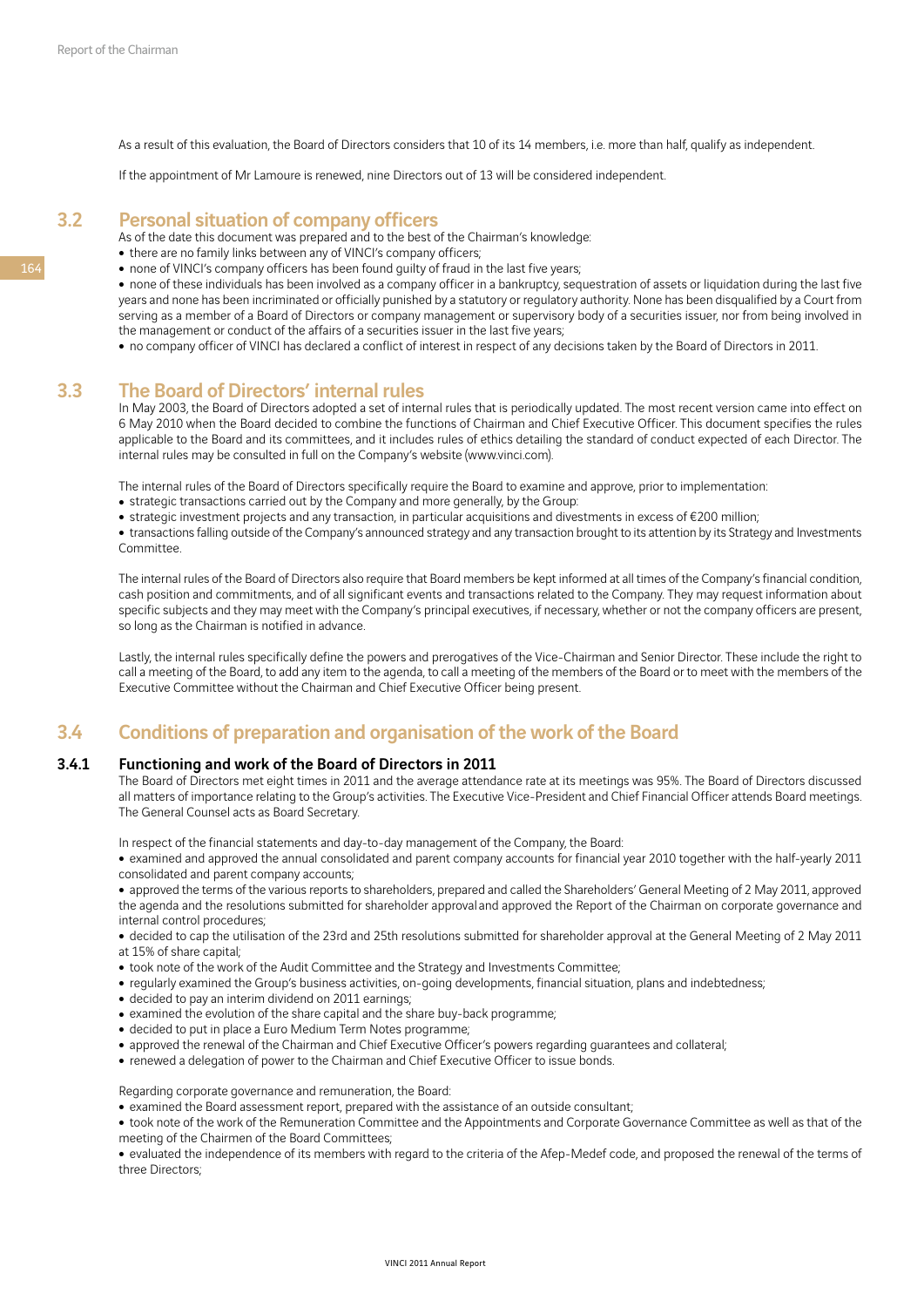As a result of this evaluation, the Board of Directors considers that 10 of its 14 members, i.e. more than half, qualify as independent.

If the appointment of Mr Lamoure is renewed, nine Directors out of 13 will be considered independent.

## 3.2 Personal situation of company officers

As of the date this document was prepared and to the best of the Chairman's knowledge:

- there are no family links between any of VINCI's company officers;
- none of VINCI's company officers has been found guilty of fraud in the last five years;
- none of these individuals has been involved as a company officer in a bankruptcy, sequestration of assets or liquidation during the last five years and none has been incriminated or officially punished by a statutory or regulatory authority. None has been disqualified by a Court from serving as a member of a Board of Directors or company management or supervisory body of a securities issuer, nor from being involved in the management or conduct of the affairs of a securities issuer in the last five years;
- no company officer of VINCI has declared a conflict of interest in respect of any decisions taken by the Board of Directors in 2011.

## 3.3 The Board of Directors' internal rules

In May 2003, the Board of Directors adopted a set of internal rules that is periodically updated. The most recent version came into effect on 6 May 2010 when the Board decided to combine the functions of Chairman and Chief Executive Officer. This document specifies the rules applicable to the Board and its committees, and it includes rules of ethics detailing the standard of conduct expected of each Director. The internal rules may be consulted in full on the Company's website (www.vinci.com).

The internal rules of the Board of Directors specifically require the Board to examine and approve, prior to implementation:

- strategic transactions carried out by the Company and more generally, by the Group:
- strategic investment projects and any transaction, in particular acquisitions and divestments in excess of €200 million;
- transactions falling outside of the Company's announced strategy and any transaction brought to its attention by its Strategy and Investments Committee.

The internal rules of the Board of Directors also require that Board members be kept informed at all times of the Company's financial condition, cash position and commitments, and of all significant events and transactions related to the Company. They may request information about specific subjects and they may meet with the Company's principal executives, if necessary, whether or not the company officers are present, so long as the Chairman is notified in advance.

Lastly, the internal rules specifically define the powers and prerogatives of the Vice-Chairman and Senior Director. These include the right to call a meeting of the Board, to add any item to the agenda, to call a meeting of the members of the Board or to meet with the members of the Executive Committee without the Chairman and Chief Executive Officer being present.

## 3.4 Conditions of preparation and organisation of the work of the Board

### 3.4.1 Functioning and work of the Board of Directors in 2011

The Board of Directors met eight times in 2011 and the average attendance rate at its meetings was 95%. The Board of Directors discussed all matters of importance relating to the Group's activities. The Executive Vice-President and Chief Financial Officer attends Board meetings. The General Counsel acts as Board Secretary.

In respect of the financial statements and day-to-day management of the Company, the Board:

- examined and approved the annual consolidated and parent company accounts for financial year 2010 together with the half-yearly 2011 consolidated and parent company accounts;
- approved the terms of the various reports to shareholders, prepared and called the Shareholders' General Meeting of 2 May 2011, approved the agenda and the resolutions submitted for shareholder approval and approved the Report of the Chairman on corporate governance and internal control procedures;
- decided to cap the utilisation of the 23rd and 25th resolutions submitted for shareholder approval at the General Meeting of 2 May 2011 at 15% of share capital;
- took note of the work of the Audit Committee and the Strategy and Investments Committee;
- regularly examined the Group's business activities, on-going developments, financial situation, plans and indebtedness;
- decided to pay an interim dividend on 2011 earnings;
- examined the evolution of the share capital and the share buy-back programme;
- decided to put in place a Euro Medium Term Notes programme;
- approved the renewal of the Chairman and Chief Executive Officer's powers regarding guarantees and collateral;
- renewed a delegation of power to the Chairman and Chief Executive Officer to issue bonds.

Regarding corporate governance and remuneration, the Board:

- examined the Board assessment report, prepared with the assistance of an outside consultant;
- took note of the work of the Remuneration Committee and the Appointments and Corporate Governance Committee as well as that of the meeting of the Chairmen of the Board Committees;
- evaluated the independence of its members with regard to the criteria of the Afep-Medef code, and proposed the renewal of the terms of three Directors;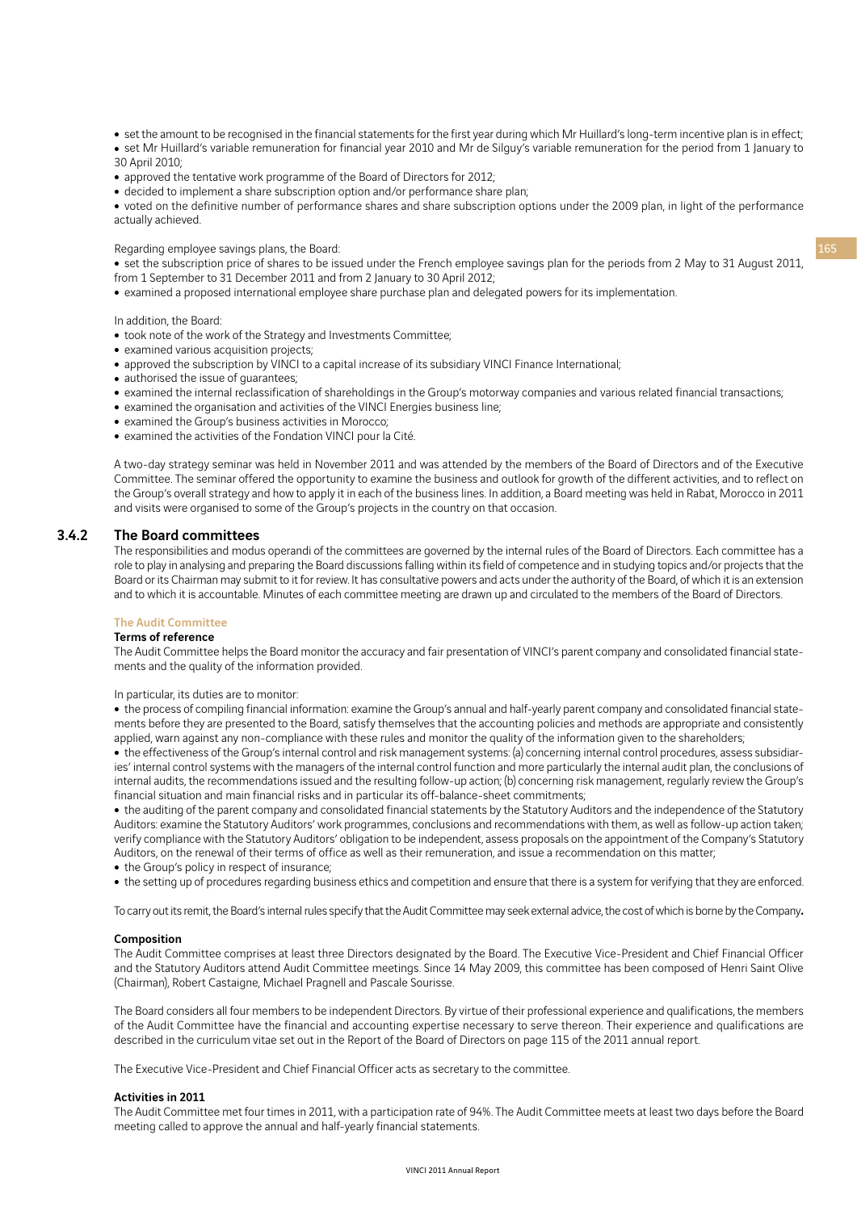- set the amount to be recognised in the financial statements for the first year during which Mr Huillard's long-term incentive plan is in effect;
- set Mr Huillard's variable remuneration for financial year 2010 and Mr de Silguy's variable remuneration for the period from 1 January to 30 April 2010;
- approved the tentative work programme of the Board of Directors for 2012;
- decided to implement a share subscription option and/or performance share plan;
- voted on the definitive number of performance shares and share subscription options under the 2009 plan, in light of the performance actually achieved.

Regarding employee savings plans, the Board:

- set the subscription price of shares to be issued under the French employee savings plan for the periods from 2 May to 31 August 2011, from 1 September to 31 December 2011 and from 2 January to 30 April 2012;
- examined a proposed international employee share purchase plan and delegated powers for its implementation.

In addition, the Board:

- took note of the work of the Strategy and Investments Committee;
- examined various acquisition projects;
- approved the subscription by VINCI to a capital increase of its subsidiary VINCI Finance International;
- authorised the issue of guarantees;
- examined the internal reclassification of shareholdings in the Group's motorway companies and various related financial transactions;
- examined the organisation and activities of the VINCI Energies business line;
- examined the Group's business activities in Morocco;
- examined the activities of the Fondation VINCI pour la Cité.

A two-day strategy seminar was held in November 2011 and was attended by the members of the Board of Directors and of the Executive Committee. The seminar offered the opportunity to examine the business and outlook for growth of the different activities, and to reflect on the Group's overall strategy and how to apply it in each of the business lines. In addition, a Board meeting was held in Rabat, Morocco in 2011 and visits were organised to some of the Group's projects in the country on that occasion.

## 3.4.2 The Board committees

The responsibilities and modus operandi of the committees are governed by the internal rules of the Board of Directors. Each committee has a role to play in analysing and preparing the Board discussions falling within its field of competence and in studying topics and/or projects that the Board or its Chairman may submit to it for review. It has consultative powers and acts under the authority of the Board, of which it is an extension and to which it is accountable. Minutes of each committee meeting are drawn up and circulated to the members of the Board of Directors.

### The Audit Committee

#### Terms of reference

The Audit Committee helps the Board monitor the accuracy and fair presentation of VINCI's parent company and consolidated financial statements and the quality of the information provided.

In particular, its duties are to monitor:

- the process of compiling financial information: examine the Group's annual and half-yearly parent company and consolidated financial statements before they are presented to the Board, satisfy themselves that the accounting policies and methods are appropriate and consistently applied, warn against any non-compliance with these rules and monitor the quality of the information given to the shareholders;
- the effectiveness of the Group's internal control and risk management systems: (a) concerning internal control procedures, assess subsidiaries' internal control systems with the managers of the internal control function and more particularly the internal audit plan, the conclusions of internal audits, the recommendations issued and the resulting follow-up action; (b) concerning risk management, regularly review the Group's financial situation and main financial risks and in particular its off-balance-sheet commitments;
- the auditing of the parent company and consolidated financial statements by the Statutory Auditors and the independence of the Statutory Auditors: examine the Statutory Auditors' work programmes, conclusions and recommendations with them, as well as follow-up action taken; verify compliance with the Statutory Auditors' obligation to be independent, assess proposals on the appointment of the Company's Statutory Auditors, on the renewal of their terms of office as well as their remuneration, and issue a recommendation on this matter;
- the Group's policy in respect of insurance;
- the setting up of procedures regarding business ethics and competition and ensure that there is a system for verifying that they are enforced.

To carry out its remit, the Board's internal rules specify that the Audit Committee may seek external advice, the cost of which is borne by the Company.

#### Composition

The Audit Committee comprises at least three Directors designated by the Board. The Executive Vice-President and Chief Financial Officer and the Statutory Auditors attend Audit Committee meetings. Since 14 May 2009, this committee has been composed of Henri Saint Olive (Chairman), Robert Castaigne, Michael Pragnell and Pascale Sourisse.

The Board considers all four members to be independent Directors. By virtue of their professional experience and qualifications, the members of the Audit Committee have the financial and accounting expertise necessary to serve thereon. Their experience and qualifications are described in the curriculum vitae set out in the Report of the Board of Directors on page 115 of the 2011 annual report.

The Executive Vice-President and Chief Financial Officer acts as secretary to the committee.

#### Activities in 2011

The Audit Committee met four times in 2011, with a participation rate of 94%. The Audit Committee meets at least two days before the Board meeting called to approve the annual and half-yearly financial statements.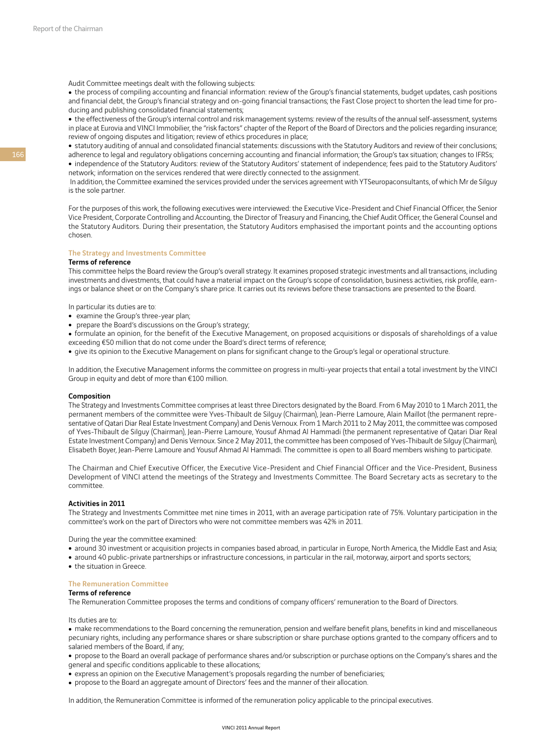Audit Committee meetings dealt with the following subjects:

- the process of compiling accounting and financial information: review of the Group's financial statements, budget updates, cash positions and financial debt, the Group's financial strategy and on-going financial transactions; the Fast Close project to shorten the lead time for producing and publishing consolidated financial statements;
- the effectiveness of the Group's internal control and risk management systems: review of the results of the annual self-assessment, systems in place at Eurovia and VINCI Immobilier, the "risk factors" chapter of the Report of the Board of Directors and the policies regarding insurance; review of ongoing disputes and litigation; review of ethics procedures in place;
- statutory auditing of annual and consolidated financial statements: discussions with the Statutory Auditors and review of their conclusions; adherence to legal and regulatory obligations concerning accounting and financial information; the Group's tax situation; changes to IFRSs;
- independence of the Statutory Auditors: review of the Statutory Auditors' statement of independence; fees paid to the Statutory Auditors' network; information on the services rendered that were directly connected to the assignment.

In addition, the Committee examined the services provided under the services agreement with YTSeuropaconsultants, of which Mr de Silguy is the sole partner.

For the purposes of this work, the following executives were interviewed: the Executive Vice-President and Chief Financial Officer, the Senior Vice President, Corporate Controlling and Accounting, the Director of Treasury and Financing, the Chief Audit Officer, the General Counsel and the Statutory Auditors. During their presentation, the Statutory Auditors emphasised the important points and the accounting options chosen.

## The Strategy and Investments Committee

### Terms of reference

This committee helps the Board review the Group's overall strategy. It examines proposed strategic investments and all transactions, including investments and divestments, that could have a material impact on the Group's scope of consolidation, business activities, risk profile, earnings or balance sheet or on the Company's share price. It carries out its reviews before these transactions are presented to the Board.

In particular its duties are to:

- examine the Group's three-year plan;
- prepare the Board's discussions on the Group's strategy;
- formulate an opinion, for the benefit of the Executive Management, on proposed acquisitions or disposals of shareholdings of a value exceeding €50 million that do not come under the Board's direct terms of reference;
- give its opinion to the Executive Management on plans for significant change to the Group's legal or operational structure.

In addition, the Executive Management informs the committee on progress in multi-year projects that entail a total investment by the VINCI Group in equity and debt of more than €100 million.

### Composition

The Strategy and Investments Committee comprises at least three Directors designated by the Board. From 6 May 2010 to 1 March 2011, the permanent members of the committee were Yves-Thibault de Silguy (Chairman), Jean-Pierre Lamoure, Alain Maillot (the permanent representative of Qatari Diar Real Estate Investment Company) and Denis Vernoux. From 1 March 2011 to 2 May 2011, the committee was composed of Yves-Thibault de Silguy (Chairman), Jean-Pierre Lamoure, Yousuf Ahmad Al Hammadi (the permanent representative of Qatari Diar Real Estate Investment Company) and Denis Vernoux. Since 2 May 2011, the committee has been composed of Yves-Thibault de Silguy (Chairman), Elisabeth Boyer, Jean-Pierre Lamoure and Yousuf Ahmad Al Hammadi. The committee is open to all Board members wishing to participate.

The Chairman and Chief Executive Officer, the Executive Vice-President and Chief Financial Officer and the Vice-President, Business Development of VINCI attend the meetings of the Strategy and Investments Committee. The Board Secretary acts as secretary to the committee.

### Activities in 2011

The Strategy and Investments Committee met nine times in 2011, with an average participation rate of 75%. Voluntary participation in the committee's work on the part of Directors who were not committee members was 42% in 2011.

During the year the committee examined:

- around 30 investment or acquisition projects in companies based abroad, in particular in Europe, North America, the Middle East and Asia;
- around 40 public-private partnerships or infrastructure concessions, in particular in the rail, motorway, airport and sports sectors;
- the situation in Greece.

## The Remuneration Committee

### Terms of reference

The Remuneration Committee proposes the terms and conditions of company officers' remuneration to the Board of Directors.

Its duties are to:

- make recommendations to the Board concerning the remuneration, pension and welfare benefit plans, benefits in kind and miscellaneous pecuniary rights, including any performance shares or share subscription or share purchase options granted to the company officers and to salaried members of the Board, if any;
- propose to the Board an overall package of performance shares and/or subscription or purchase options on the Company's shares and the general and specific conditions applicable to these allocations;
- express an opinion on the Executive Management's proposals regarding the number of beneficiaries;
- propose to the Board an aggregate amount of Directors' fees and the manner of their allocation.

In addition, the Remuneration Committee is informed of the remuneration policy applicable to the principal executives.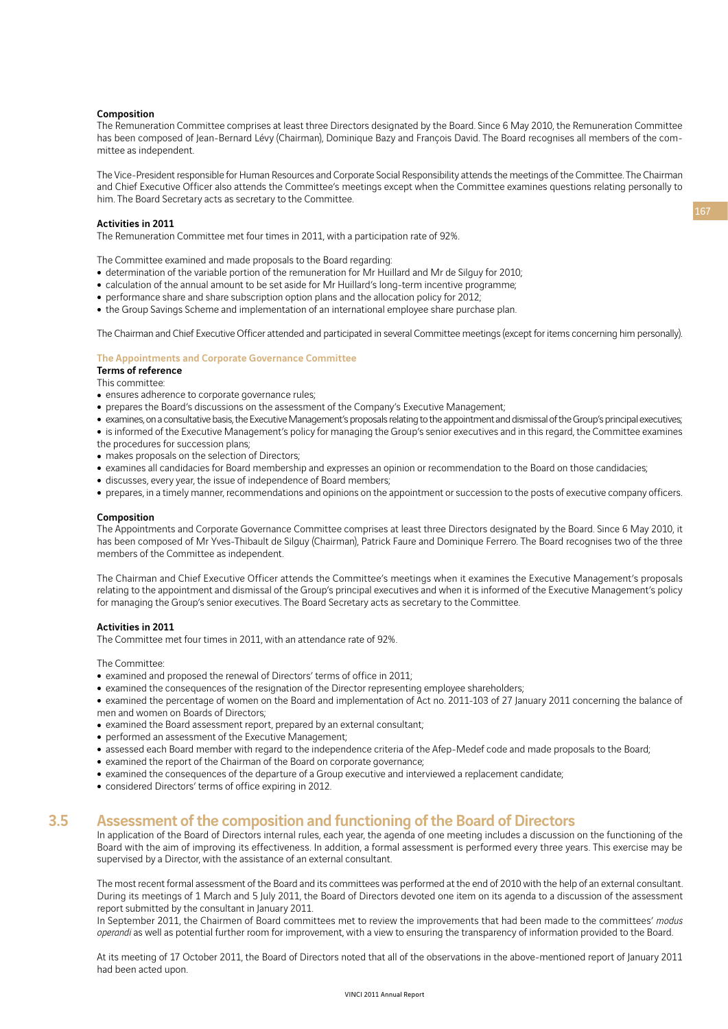**Composition**

The Remuneration Committee comprises at least three Directors designated by the Board. Since 6 May 2010, the Remuneration Committee has been composed of Jean-Bernard Lévy (Chairman), Dominique Bazy and François David. The Board recognises all members of the committee as independent.

The Vice-President responsible for Human Resources and Corporate Social Responsibility attends the meetings of the Committee. The Chairman and Chief Executive Officer also attends the Committee's meetings except when the Committee examines questions relating personally to him. The Board Secretary acts as secretary to the Committee.

**Activities in 2011**

The Remuneration Committee met four times in 2011, with a participation rate of 92%.

The Committee examined and made proposals to the Board regarding:

- determination of the variable portion of the remuneration for Mr Huillard and Mr de Silguy for 2010;
- calculation of the annual amount to be set aside for Mr Huillard's long-term incentive programme;
- performance share and share subscription option plans and the allocation policy for 2012;
- the Group Savings Scheme and implementation of an international employee share purchase plan.

The Chairman and Chief Executive Officer attended and participated in several Committee meetings (except for items concerning him personally).

### The Appointments and Corporate Governance Committee

**Terms of reference**

This committee:

- ensures adherence to corporate governance rules;
- prepares the Board's discussions on the assessment of the Company's Executive Management;
- examines, on a consultative basis, the Executive Management's proposals relating to the appointment and dismissal of the Group's principal executives;
- is informed of the Executive Management's policy for managing the Group's senior executives and in this regard, the Committee examines the procedures for succession plans;
- makes proposals on the selection of Directors;
- examines all candidacies for Board membership and expresses an opinion or recommendation to the Board on those candidacies;
- discusses, every year, the issue of independence of Board members;
- prepares, in a timely manner, recommendations and opinions on the appointment or succession to the posts of executive company officers.

**Composition**

The Appointments and Corporate Governance Committee comprises at least three Directors designated by the Board. Since 6 May 2010, it has been composed of Mr Yves-Thibault de Silguy (Chairman), Patrick Faure and Dominique Ferrero. The Board recognises two of the three members of the Committee as independent.

The Chairman and Chief Executive Officer attends the Committee's meetings when it examines the Executive Management's proposals relating to the appointment and dismissal of the Group's principal executives and when it is informed of the Executive Management's policy for managing the Group's senior executives. The Board Secretary acts as secretary to the Committee.

**Activities in 2011**

The Committee met four times in 2011, with an attendance rate of 92%.

The Committee:

- examined and proposed the renewal of Directors' terms of office in 2011;
- examined the consequences of the resignation of the Director representing employee shareholders;
- examined the percentage of women on the Board and implementation of Act no. 2011-103 of 27 January 2011 concerning the balance of men and women on Boards of Directors;
- examined the Board assessment report, prepared by an external consultant;
- performed an assessment of the Executive Management;
- assessed each Board member with regard to the independence criteria of the Afep-Medef code and made proposals to the Board;
- examined the report of the Chairman of the Board on corporate governance;
- examined the consequences of the departure of a Group executive and interviewed a replacement candidate;
- considered Directors' terms of office expiring in 2012.

## 3.5 Assessment of the composition and functioning of the Board of Directors

In application of the Board of Directors internal rules, each year, the agenda of one meeting includes a discussion on the functioning of the Board with the aim of improving its effectiveness. In addition, a formal assessment is performed every three years. This exercise may be supervised by a Director, with the assistance of an external consultant.

The most recent formal assessment of the Board and its committees was performed at the end of 2010 with the help of an external consultant. During its meetings of 1 March and 5 July 2011, the Board of Directors devoted one item on its agenda to a discussion of the assessment report submitted by the consultant in January 2011.

In September 2011, the Chairmen of Board committees met to review the improvements that had been made to the committees' *modus operandi* as well as potential further room for improvement, with a view to ensuring the transparency of information provided to the Board.

At its meeting of 17 October 2011, the Board of Directors noted that all of the observations in the above-mentioned report of January 2011 had been acted upon.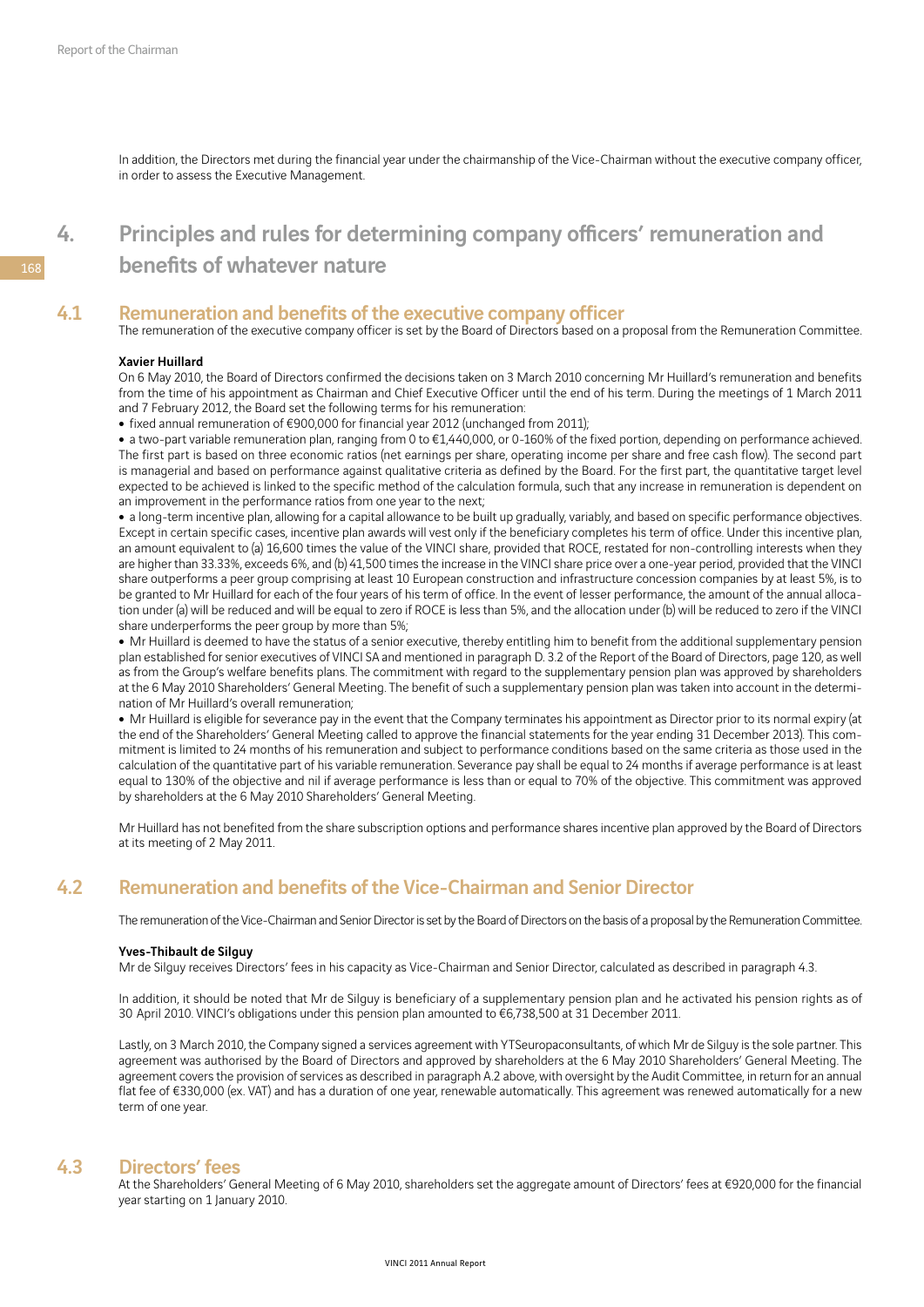In addition, the Directors met during the financial year under the chairmanship of the Vice-Chairman without the executive company officer, in order to assess the Executive Management.

# 4. Principles and rules for determining company officers' remuneration and benefits of whatever nature

## 4.1 Remuneration and benefits of the executive company officer

The remuneration of the executive company officer is set by the Board of Directors based on a proposal from the Remuneration Committee.

**Xavier Huillard**

On 6 May 2010, the Board of Directors confirmed the decisions taken on 3 March 2010 concerning Mr Huillard's remuneration and benefits from the time of his appointment as Chairman and Chief Executive Officer until the end of his term. During the meetings of 1 March 2011 and 7 February 2012, the Board set the following terms for his remuneration:

- fixed annual remuneration of €900,000 for financial year 2012 (unchanged from 2011);
- a two-part variable remuneration plan, ranging from 0 to €1,440,000, or 0-160% of the fixed portion, depending on performance achieved. The first part is based on three economic ratios (net earnings per share, operating income per share and free cash flow). The second part is managerial and based on performance against qualitative criteria as defined by the Board. For the first part, the quantitative target level expected to be achieved is linked to the specific method of the calculation formula, such that any increase in remuneration is dependent on an improvement in the performance ratios from one year to the next;
- a long-term incentive plan, allowing for a capital allowance to be built up gradually, variably, and based on specific performance objectives. Except in certain specific cases, incentive plan awards will vest only if the beneficiary completes his term of office. Under this incentive plan, an amount equivalent to (a) 16,600 times the value of the VINCI share, provided that ROCE, restated for non-controlling interests when they are higher than 33.33%, exceeds 6%, and (b) 41,500 times the increase in the VINCI share price over a one-year period, provided that the VINCI share outperforms a peer group comprising at least 10 European construction and infrastructure concession companies by at least 5%, is to be granted to Mr Huillard for each of the four years of his term of office. In the event of lesser performance, the amount of the annual allocation under (a) will be reduced and will be equal to zero if ROCE is less than 5%, and the allocation under (b) will be reduced to zero if the VINCI share underperforms the peer group by more than 5%;
- Mr Huillard is deemed to have the status of a senior executive, thereby entitling him to benefit from the additional supplementary pension plan established for senior executives of VINCI SA and mentioned in paragraph D. 3.2 of the Report of the Board of Directors, page 120, as well as from the Group's welfare benefits plans. The commitment with regard to the supplementary pension plan was approved by shareholders at the 6 May 2010 Shareholders' General Meeting. The benefit of such a supplementary pension plan was taken into account in the determination of Mr Huillard's overall remuneration;
- Mr Huillard is eligible for severance pay in the event that the Company terminates his appointment as Director prior to its normal expiry (at the end of the Shareholders' General Meeting called to approve the financial statements for the year ending 31 December 2013). This commitment is limited to 24 months of his remuneration and subject to performance conditions based on the same criteria as those used in the calculation of the quantitative part of his variable remuneration. Severance pay shall be equal to 24 months if average performance is at least equal to 130% of the objective and nil if average performance is less than or equal to 70% of the objective. This commitment was approved by shareholders at the 6 May 2010 Shareholders' General Meeting.

Mr Huillard has not benefited from the share subscription options and performance shares incentive plan approved by the Board of Directors at its meeting of 2 May 2011.

## 4.2 Remuneration and benefits of the Vice-Chairman and Senior Director

The remuneration of the Vice-Chairman and Senior Director is set by the Board of Directors on the basis of a proposal by the Remuneration Committee.

**Yves-Thibault de Silguy**

Mr de Silguy receives Directors' fees in his capacity as Vice-Chairman and Senior Director, calculated as described in paragraph 4.3.

In addition, it should be noted that Mr de Silguy is beneficiary of a supplementary pension plan and he activated his pension rights as of 30 April 2010. VINCI's obligations under this pension plan amounted to €6,738,500 at 31 December 2011.

Lastly, on 3 March 2010, the Company signed a services agreement with YTSeuropaconsultants, of which Mr de Silguy is the sole partner. This agreement was authorised by the Board of Directors and approved by shareholders at the 6 May 2010 Shareholders' General Meeting. The agreement covers the provision of services as described in paragraph A.2 above, with oversight by the Audit Committee, in return for an annual flat fee of €330,000 (ex. VAT) and has a duration of one year, renewable automatically. This agreement was renewed automatically for a new term of one year.

## 4.3 Directors' fees

At the Shareholders' General Meeting of 6 May 2010, shareholders set the aggregate amount of Directors' fees at €920,000 for the financial year starting on 1 January 2010.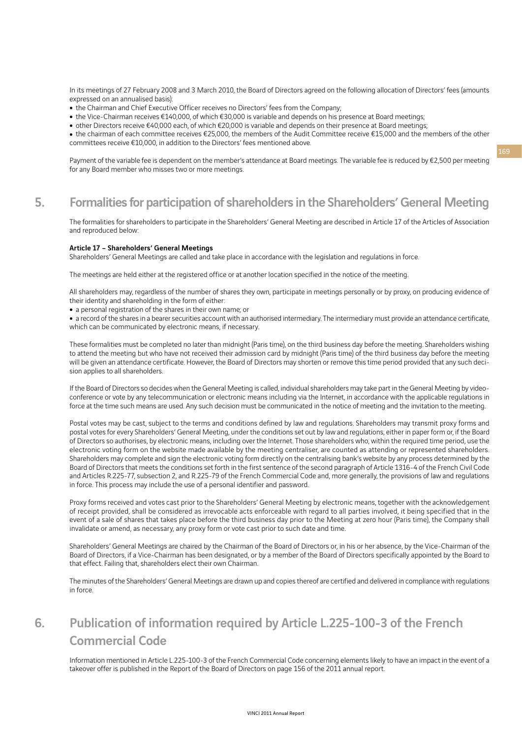In its meetings of 27 February 2008 and 3 March 2010, the Board of Directors agreed on the following allocation of Directors' fees (amounts expressed on an annualised basis):

- the Chairman and Chief Executive Officer receives no Directors' fees from the Company;
- the Vice-Chairman receives €140,000, of which €30,000 is variable and depends on his presence at Board meetings;
- other Directors receive €40,000 each, of which €20,000 is variable and depends on their presence at Board meetings;
- the chairman of each committee receives €25,000, the members of the Audit Committee receive €15,000 and the members of the other committees receive €10,000, in addition to the Directors' fees mentioned above.

Payment of the variable fee is dependent on the member's attendance at Board meetings. The variable fee is reduced by €2,500 per meeting for any Board member who misses two or more meetings.

## 5. Formalities for participation of shareholders in the Shareholders' General Meeting

The formalities for shareholders to participate in the Shareholders' General Meeting are described in Article 17 of the Articles of Association and reproduced below:

**Article 17 – Shareholders' General Meetings**
Shareholders' General Meetings are called and take place in accordance with the legislation and regulations in force.

The meetings are held either at the registered office or at another location specified in the notice of the meeting.

All shareholders may, regardless of the number of shares they own, participate in meetings personally or by proxy, on producing evidence of their identity and shareholding in the form of either:

- a personal registration of the shares in their own name; or
- a record of the shares in a bearer securities account with an authorised intermediary. The intermediary must provide an attendance certificate, which can be communicated by electronic means, if necessary.

These formalities must be completed no later than midnight (Paris time), on the third business day before the meeting. Shareholders wishing to attend the meeting but who have not received their admission card by midnight (Paris time) of the third business day before the meeting will be given an attendance certificate. However, the Board of Directors may shorten or remove this time period provided that any such decision applies to all shareholders.

If the Board of Directors so decides when the General Meeting is called, individual shareholders may take part in the General Meeting by videoconference or vote by any telecommunication or electronic means including via the Internet, in accordance with the applicable regulations in force at the time such means are used. Any such decision must be communicated in the notice of meeting and the invitation to the meeting.

Postal votes may be cast, subject to the terms and conditions defined by law and regulations. Shareholders may transmit proxy forms and postal votes for every Shareholders' General Meeting, under the conditions set out by law and regulations, either in paper form or, if the Board of Directors so authorises, by electronic means, including over the Internet. Those shareholders who, within the required time period, use the electronic voting form on the website made available by the meeting centraliser, are counted as attending or represented shareholders. Shareholders may complete and sign the electronic voting form directly on the centralising bank's website by any process determined by the Board of Directors that meets the conditions set forth in the first sentence of the second paragraph of Article 1316-4 of the French Civil Code and Articles R.225-77, subsection 2, and R.225-79 of the French Commercial Code and, more generally, the provisions of law and regulations in force. This process may include the use of a personal identifier and password.

Proxy forms received and votes cast prior to the Shareholders' General Meeting by electronic means, together with the acknowledgement of receipt provided, shall be considered as irrevocable acts enforceable with regard to all parties involved, it being specified that in the event of a sale of shares that takes place before the third business day prior to the Meeting at zero hour (Paris time), the Company shall invalidate or amend, as necessary, any proxy form or vote cast prior to such date and time.

Shareholders' General Meetings are chaired by the Chairman of the Board of Directors or, in his or her absence, by the Vice-Chairman of the Board of Directors, if a Vice-Chairman has been designated, or by a member of the Board of Directors specifically appointed by the Board to that effect. Failing that, shareholders elect their own Chairman.

The minutes of the Shareholders' General Meetings are drawn up and copies thereof are certified and delivered in compliance with regulations in force.

## 6. Publication of information required by Article L.225-100-3 of the French Commercial Code

Information mentioned in Article L.225-100-3 of the French Commercial Code concerning elements likely to have an impact in the event of a takeover offer is published in the Report of the Board of Directors on page 156 of the 2011 annual report.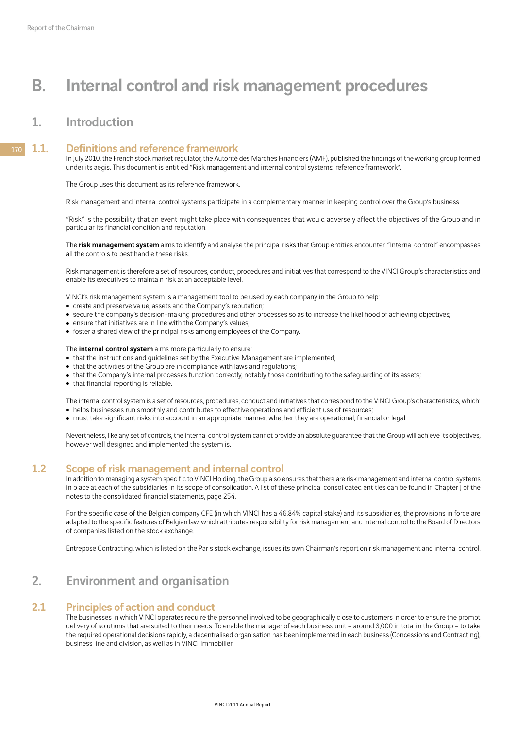// Page 170 of a VINCI annual report; running header, side page number and footer are omitted.
# B. Internal control and risk management procedures

## 1. Introduction

### 1.1. Definitions and reference framework

In July 2010, the French stock market regulator, the Autorité des Marchés Financiers (AMF), published the findings of the working group formed under its aegis. This document is entitled "Risk management and internal control systems: reference framework".

The Group uses this document as its reference framework.

Risk management and internal control systems participate in a complementary manner in keeping control over the Group's business.

"Risk" is the possibility that an event might take place with consequences that would adversely affect the objectives of the Group and in particular its financial condition and reputation.

The **risk management system** aims to identify and analyse the principal risks that Group entities encounter. "Internal control" encompasses all the controls to best handle these risks.

Risk management is therefore a set of resources, conduct, procedures and initiatives that correspond to the VINCI Group's characteristics and enable its executives to maintain risk at an acceptable level.

VINCI's risk management system is a management tool to be used by each company in the Group to help:

- create and preserve value, assets and the Company's reputation;
- secure the company's decision-making procedures and other processes so as to increase the likelihood of achieving objectives;
- ensure that initiatives are in line with the Company's values;
- foster a shared view of the principal risks among employees of the Company.

The **internal control system** aims more particularly to ensure:

- that the instructions and guidelines set by the Executive Management are implemented;
- that the activities of the Group are in compliance with laws and regulations;
- that the Company's internal processes function correctly, notably those contributing to the safeguarding of its assets;
- that financial reporting is reliable.

The internal control system is a set of resources, procedures, conduct and initiatives that correspond to the VINCI Group's characteristics, which:

- helps businesses run smoothly and contributes to effective operations and efficient use of resources;
- must take significant risks into account in an appropriate manner, whether they are operational, financial or legal.

Nevertheless, like any set of controls, the internal control system cannot provide an absolute guarantee that the Group will achieve its objectives, however well designed and implemented the system is.

### 1.2 Scope of risk management and internal control

In addition to managing a system specific to VINCI Holding, the Group also ensures that there are risk management and internal control systems in place at each of the subsidiaries in its scope of consolidation. A list of these principal consolidated entities can be found in Chapter J of the notes to the consolidated financial statements, page 254.

For the specific case of the Belgian company CFE (in which VINCI has a 46.84% capital stake) and its subsidiaries, the provisions in force are adapted to the specific features of Belgian law, which attributes responsibility for risk management and internal control to the Board of Directors of companies listed on the stock exchange.

Entrepose Contracting, which is listed on the Paris stock exchange, issues its own Chairman's report on risk management and internal control.

## 2. Environment and organisation

### 2.1 Principles of action and conduct

The businesses in which VINCI operates require the personnel involved to be geographically close to customers in order to ensure the prompt delivery of solutions that are suited to their needs. To enable the manager of each business unit – around 3,000 in total in the Group – to take the required operational decisions rapidly, a decentralised organisation has been implemented in each business (Concessions and Contracting), business line and division, as well as in VINCI Immobilier.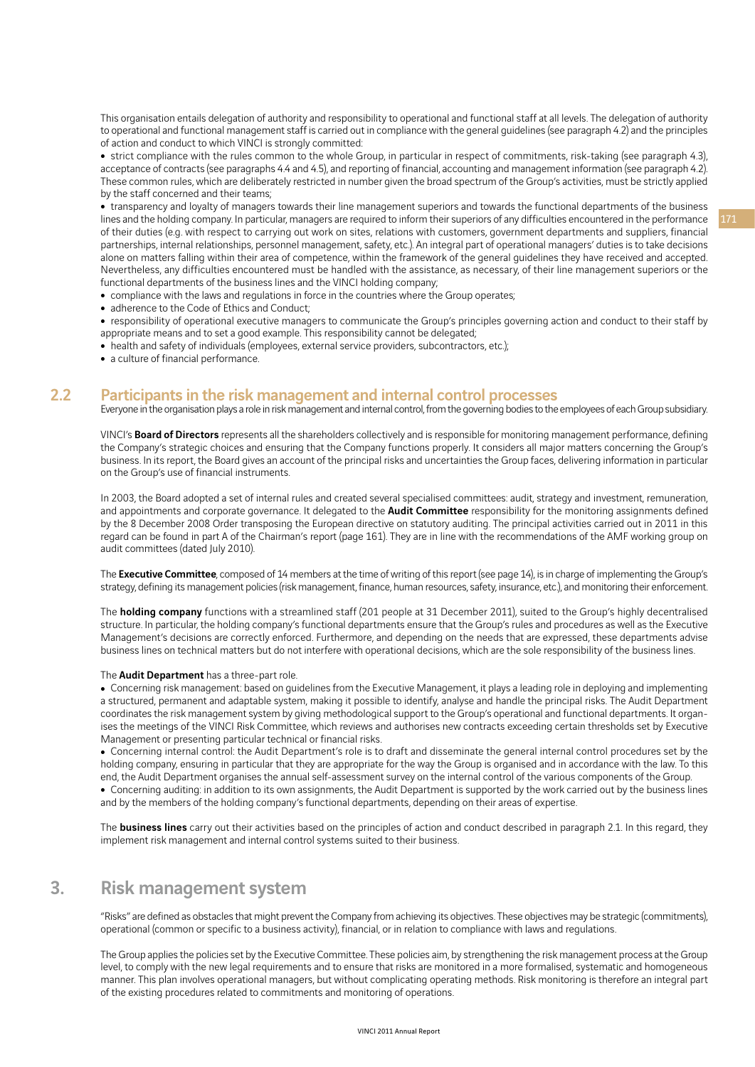This organisation entails delegation of authority and responsibility to operational and functional staff at all levels. The delegation of authority to operational and functional management staff is carried out in compliance with the general guidelines (see paragraph 4.2) and the principles of action and conduct to which VINCI is strongly committed:

- strict compliance with the rules common to the whole Group, in particular in respect of commitments, risk-taking (see paragraph 4.3), acceptance of contracts (see paragraphs 4.4 and 4.5), and reporting of financial, accounting and management information (see paragraph 4.2). These common rules, which are deliberately restricted in number given the broad spectrum of the Group's activities, must be strictly applied by the staff concerned and their teams;
- transparency and loyalty of managers towards their line management superiors and towards the functional departments of the business lines and the holding company. In particular, managers are required to inform their superiors of any difficulties encountered in the performance of their duties (e.g. with respect to carrying out work on sites, relations with customers, government departments and suppliers, financial partnerships, internal relationships, personnel management, safety, etc.). An integral part of operational managers' duties is to take decisions alone on matters falling within their area of competence, within the framework of the general guidelines they have received and accepted. Nevertheless, any difficulties encountered must be handled with the assistance, as necessary, of their line management superiors or the functional departments of the business lines and the VINCI holding company;
- compliance with the laws and regulations in force in the countries where the Group operates;
- adherence to the Code of Ethics and Conduct;
- responsibility of operational executive managers to communicate the Group's principles governing action and conduct to their staff by appropriate means and to set a good example. This responsibility cannot be delegated;
- health and safety of individuals (employees, external service providers, subcontractors, etc.);
- a culture of financial performance.

## 2.2 Participants in the risk management and internal control processes

Everyone in the organisation plays a role in risk management and internal control, from the governing bodies to the employees of each Group subsidiary.

VINCI's **Board of Directors** represents all the shareholders collectively and is responsible for monitoring management performance, defining the Company's strategic choices and ensuring that the Company functions properly. It considers all major matters concerning the Group's business. In its report, the Board gives an account of the principal risks and uncertainties the Group faces, delivering information in particular on the Group's use of financial instruments.

In 2003, the Board adopted a set of internal rules and created several specialised committees: audit, strategy and investment, remuneration, and appointments and corporate governance. It delegated to the **Audit Committee** responsibility for the monitoring assignments defined by the 8 December 2008 Order transposing the European directive on statutory auditing. The principal activities carried out in 2011 in this regard can be found in part A of the Chairman's report (page 161). They are in line with the recommendations of the AMF working group on audit committees (dated July 2010).

The **Executive Committee**, composed of 14 members at the time of writing of this report (see page 14), is in charge of implementing the Group's strategy, defining its management policies (risk management, finance, human resources, safety, insurance, etc.), and monitoring their enforcement.

The **holding company** functions with a streamlined staff (201 people at 31 December 2011), suited to the Group's highly decentralised structure. In particular, the holding company's functional departments ensure that the Group's rules and procedures as well as the Executive Management's decisions are correctly enforced. Furthermore, and depending on the needs that are expressed, these departments advise business lines on technical matters but do not interfere with operational decisions, which are the sole responsibility of the business lines.

The **Audit Department** has a three-part role.

- Concerning risk management: based on guidelines from the Executive Management, it plays a leading role in deploying and implementing a structured, permanent and adaptable system, making it possible to identify, analyse and handle the principal risks. The Audit Department coordinates the risk management system by giving methodological support to the Group's operational and functional departments. It organises the meetings of the VINCI Risk Committee, which reviews and authorises new contracts exceeding certain thresholds set by Executive Management or presenting particular technical or financial risks.
- Concerning internal control: the Audit Department's role is to draft and disseminate the general internal control procedures set by the holding company, ensuring in particular that they are appropriate for the way the Group is organised and in accordance with the law. To this end, the Audit Department organises the annual self-assessment survey on the internal control of the various components of the Group.
- Concerning auditing: in addition to its own assignments, the Audit Department is supported by the work carried out by the business lines and by the members of the holding company's functional departments, depending on their areas of expertise.

The **business lines** carry out their activities based on the principles of action and conduct described in paragraph 2.1. In this regard, they implement risk management and internal control systems suited to their business.

# 3. Risk management system

"Risks" are defined as obstacles that might prevent the Company from achieving its objectives. These objectives may be strategic (commitments), operational (common or specific to a business activity), financial, or in relation to compliance with laws and regulations.

The Group applies the policies set by the Executive Committee. These policies aim, by strengthening the risk management process at the Group level, to comply with the new legal requirements and to ensure that risks are monitored in a more formalised, systematic and homogeneous manner. This plan involves operational managers, but without complicating operating methods. Risk monitoring is therefore an integral part of the existing procedures related to commitments and monitoring of operations.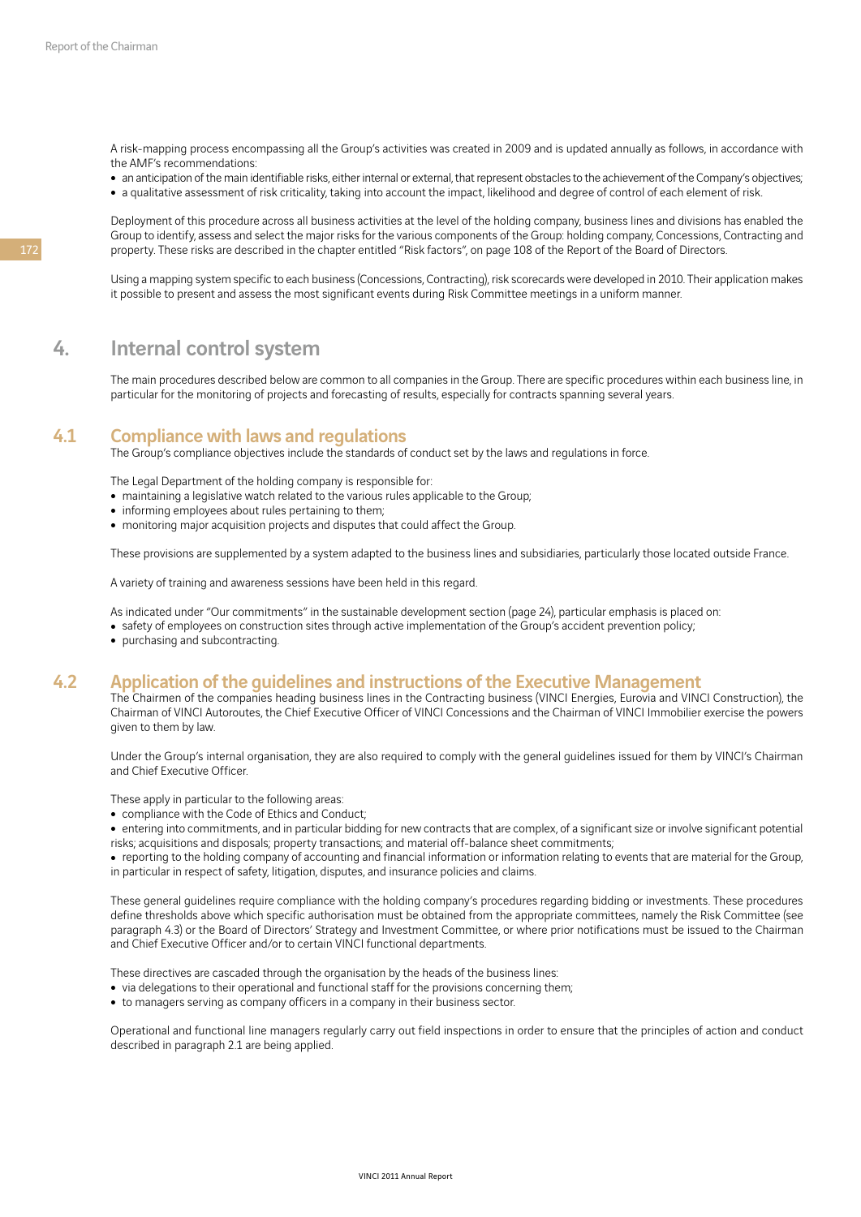A risk-mapping process encompassing all the Group's activities was created in 2009 and is updated annually as follows, in accordance with the AMF's recommendations:

- an anticipation of the main identifiable risks, either internal or external, that represent obstacles to the achievement of the Company's objectives;
- a qualitative assessment of risk criticality, taking into account the impact, likelihood and degree of control of each element of risk.

Deployment of this procedure across all business activities at the level of the holding company, business lines and divisions has enabled the Group to identify, assess and select the major risks for the various components of the Group: holding company, Concessions, Contracting and property. These risks are described in the chapter entitled "Risk factors", on page 108 of the Report of the Board of Directors.

Using a mapping system specific to each business (Concessions, Contracting), risk scorecards were developed in 2010. Their application makes it possible to present and assess the most significant events during Risk Committee meetings in a uniform manner.

# 4. Internal control system

The main procedures described below are common to all companies in the Group. There are specific procedures within each business line, in particular for the monitoring of projects and forecasting of results, especially for contracts spanning several years.

## 4.1 Compliance with laws and regulations

The Group's compliance objectives include the standards of conduct set by the laws and regulations in force.

The Legal Department of the holding company is responsible for:

- maintaining a legislative watch related to the various rules applicable to the Group;
- informing employees about rules pertaining to them;
- monitoring major acquisition projects and disputes that could affect the Group.

These provisions are supplemented by a system adapted to the business lines and subsidiaries, particularly those located outside France.

A variety of training and awareness sessions have been held in this regard.

As indicated under "Our commitments" in the sustainable development section (page 24), particular emphasis is placed on:

- safety of employees on construction sites through active implementation of the Group's accident prevention policy;
- purchasing and subcontracting.

## 4.2 Application of the guidelines and instructions of the Executive Management

The Chairmen of the companies heading business lines in the Contracting business (VINCI Energies, Eurovia and VINCI Construction), the Chairman of VINCI Autoroutes, the Chief Executive Officer of VINCI Concessions and the Chairman of VINCI Immobilier exercise the powers given to them by law.

Under the Group's internal organisation, they are also required to comply with the general guidelines issued for them by VINCI's Chairman and Chief Executive Officer.

These apply in particular to the following areas:

- compliance with the Code of Ethics and Conduct;
- entering into commitments, and in particular bidding for new contracts that are complex, of a significant size or involve significant potential risks; acquisitions and disposals; property transactions; and material off-balance sheet commitments;
- reporting to the holding company of accounting and financial information or information relating to events that are material for the Group, in particular in respect of safety, litigation, disputes, and insurance policies and claims.

These general guidelines require compliance with the holding company's procedures regarding bidding or investments. These procedures define thresholds above which specific authorisation must be obtained from the appropriate committees, namely the Risk Committee (see paragraph 4.3) or the Board of Directors' Strategy and Investment Committee, or where prior notifications must be issued to the Chairman and Chief Executive Officer and/or to certain VINCI functional departments.

These directives are cascaded through the organisation by the heads of the business lines:

- via delegations to their operational and functional staff for the provisions concerning them;
- to managers serving as company officers in a company in their business sector.

Operational and functional line managers regularly carry out field inspections in order to ensure that the principles of action and conduct described in paragraph 2.1 are being applied.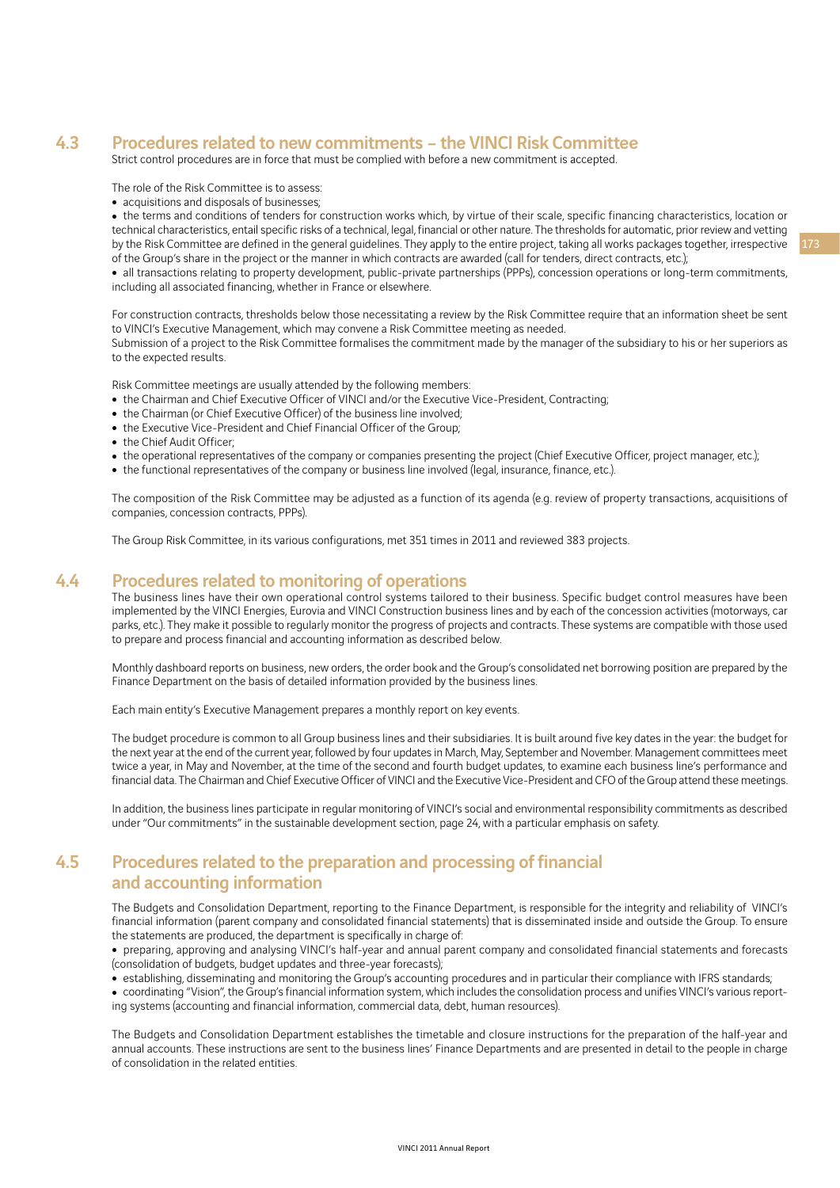## 4.3 Procedures related to new commitments – the VINCI Risk Committee

Strict control procedures are in force that must be complied with before a new commitment is accepted.

The role of the Risk Committee is to assess:

- acquisitions and disposals of businesses;
- the terms and conditions of tenders for construction works which, by virtue of their scale, specific financing characteristics, location or technical characteristics, entail specific risks of a technical, legal, financial or other nature. The thresholds for automatic, prior review and vetting by the Risk Committee are defined in the general guidelines. They apply to the entire project, taking all works packages together, irrespective of the Group's share in the project or the manner in which contracts are awarded (call for tenders, direct contracts, etc.);
- all transactions relating to property development, public-private partnerships (PPPs), concession operations or long-term commitments, including all associated financing, whether in France or elsewhere.

For construction contracts, thresholds below those necessitating a review by the Risk Committee require that an information sheet be sent to VINCI's Executive Management, which may convene a Risk Committee meeting as needed.
Submission of a project to the Risk Committee formalises the commitment made by the manager of the subsidiary to his or her superiors as to the expected results.

Risk Committee meetings are usually attended by the following members:

- the Chairman and Chief Executive Officer of VINCI and/or the Executive Vice-President, Contracting;
- the Chairman (or Chief Executive Officer) of the business line involved;
- the Executive Vice-President and Chief Financial Officer of the Group;
- the Chief Audit Officer;
- the operational representatives of the company or companies presenting the project (Chief Executive Officer, project manager, etc.);
- the functional representatives of the company or business line involved (legal, insurance, finance, etc.).

The composition of the Risk Committee may be adjusted as a function of its agenda (e.g. review of property transactions, acquisitions of companies, concession contracts, PPPs).

The Group Risk Committee, in its various configurations, met 351 times in 2011 and reviewed 383 projects.

## 4.4 Procedures related to monitoring of operations

The business lines have their own operational control systems tailored to their business. Specific budget control measures have been implemented by the VINCI Energies, Eurovia and VINCI Construction business lines and by each of the concession activities (motorways, car parks, etc.). They make it possible to regularly monitor the progress of projects and contracts. These systems are compatible with those used to prepare and process financial and accounting information as described below.

Monthly dashboard reports on business, new orders, the order book and the Group's consolidated net borrowing position are prepared by the Finance Department on the basis of detailed information provided by the business lines.

Each main entity's Executive Management prepares a monthly report on key events.

The budget procedure is common to all Group business lines and their subsidiaries. It is built around five key dates in the year: the budget for the next year at the end of the current year, followed by four updates in March, May, September and November. Management committees meet twice a year, in May and November, at the time of the second and fourth budget updates, to examine each business line's performance and financial data. The Chairman and Chief Executive Officer of VINCI and the Executive Vice-President and CFO of the Group attend these meetings.

In addition, the business lines participate in regular monitoring of VINCI's social and environmental responsibility commitments as described under "Our commitments" in the sustainable development section, page 24, with a particular emphasis on safety.

## 4.5 Procedures related to the preparation and processing of financial and accounting information

The Budgets and Consolidation Department, reporting to the Finance Department, is responsible for the integrity and reliability of VINCI's financial information (parent company and consolidated financial statements) that is disseminated inside and outside the Group. To ensure the statements are produced, the department is specifically in charge of:

- preparing, approving and analysing VINCI's half-year and annual parent company and consolidated financial statements and forecasts (consolidation of budgets, budget updates and three-year forecasts);
- establishing, disseminating and monitoring the Group's accounting procedures and in particular their compliance with IFRS standards;
- coordinating "Vision", the Group's financial information system, which includes the consolidation process and unifies VINCI's various reporting systems (accounting and financial information, commercial data, debt, human resources).

The Budgets and Consolidation Department establishes the timetable and closure instructions for the preparation of the half-year and annual accounts. These instructions are sent to the business lines' Finance Departments and are presented in detail to the people in charge of consolidation in the related entities.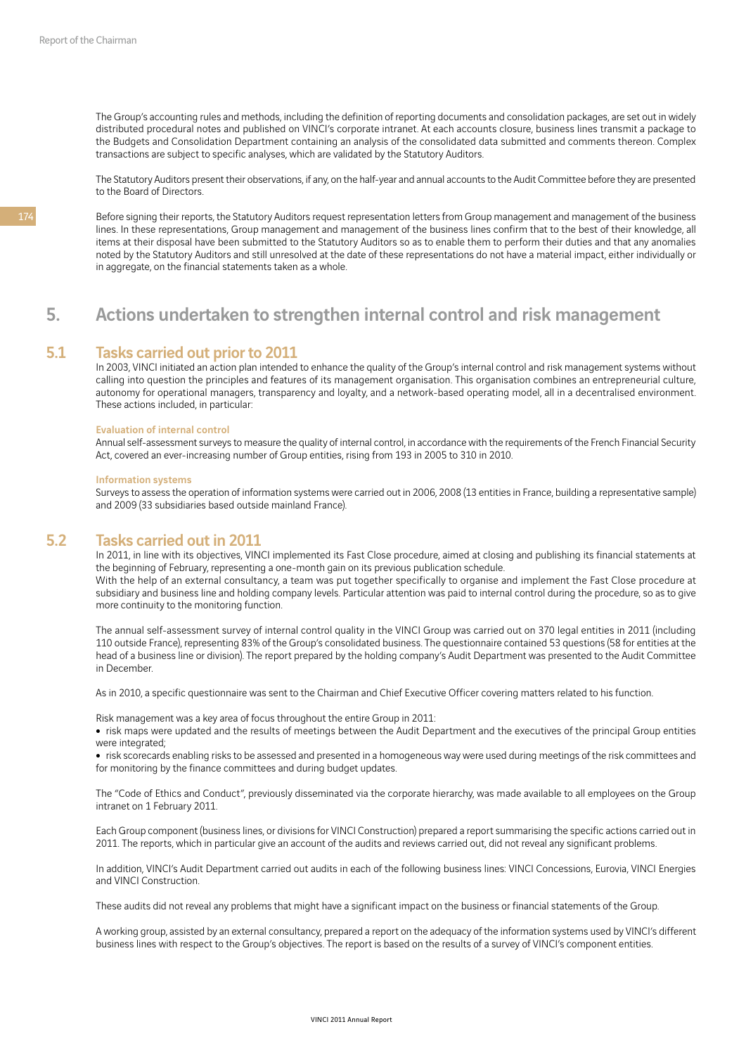The Group's accounting rules and methods, including the definition of reporting documents and consolidation packages, are set out in widely distributed procedural notes and published on VINCI's corporate intranet. At each accounts closure, business lines transmit a package to the Budgets and Consolidation Department containing an analysis of the consolidated data submitted and comments thereon. Complex transactions are subject to specific analyses, which are validated by the Statutory Auditors.

The Statutory Auditors present their observations, if any, on the half-year and annual accounts to the Audit Committee before they are presented to the Board of Directors.

Before signing their reports, the Statutory Auditors request representation letters from Group management and management of the business lines. In these representations, Group management and management of the business lines confirm that to the best of their knowledge, all items at their disposal have been submitted to the Statutory Auditors so as to enable them to perform their duties and that any anomalies noted by the Statutory Auditors and still unresolved at the date of these representations do not have a material impact, either individually or in aggregate, on the financial statements taken as a whole.

## 5. Actions undertaken to strengthen internal control and risk management

### 5.1 Tasks carried out prior to 2011

In 2003, VINCI initiated an action plan intended to enhance the quality of the Group's internal control and risk management systems without calling into question the principles and features of its management organisation. This organisation combines an entrepreneurial culture, autonomy for operational managers, transparency and loyalty, and a network-based operating model, all in a decentralised environment. These actions included, in particular:

#### Evaluation of internal control

Annual self-assessment surveys to measure the quality of internal control, in accordance with the requirements of the French Financial Security Act, covered an ever-increasing number of Group entities, rising from 193 in 2005 to 310 in 2010.

#### Information systems

Surveys to assess the operation of information systems were carried out in 2006, 2008 (13 entities in France, building a representative sample) and 2009 (33 subsidiaries based outside mainland France).

### 5.2 Tasks carried out in 2011

In 2011, in line with its objectives, VINCI implemented its Fast Close procedure, aimed at closing and publishing its financial statements at the beginning of February, representing a one-month gain on its previous publication schedule.
With the help of an external consultancy, a team was put together specifically to organise and implement the Fast Close procedure at subsidiary and business line and holding company levels. Particular attention was paid to internal control during the procedure, so as to give more continuity to the monitoring function.

The annual self-assessment survey of internal control quality in the VINCI Group was carried out on 370 legal entities in 2011 (including 110 outside France), representing 83% of the Group's consolidated business. The questionnaire contained 53 questions (58 for entities at the head of a business line or division). The report prepared by the holding company's Audit Department was presented to the Audit Committee in December.

As in 2010, a specific questionnaire was sent to the Chairman and Chief Executive Officer covering matters related to his function.

Risk management was a key area of focus throughout the entire Group in 2011:

- risk maps were updated and the results of meetings between the Audit Department and the executives of the principal Group entities were integrated;
- risk scorecards enabling risks to be assessed and presented in a homogeneous way were used during meetings of the risk committees and for monitoring by the finance committees and during budget updates.

The "Code of Ethics and Conduct", previously disseminated via the corporate hierarchy, was made available to all employees on the Group intranet on 1 February 2011.

Each Group component (business lines, or divisions for VINCI Construction) prepared a report summarising the specific actions carried out in 2011. The reports, which in particular give an account of the audits and reviews carried out, did not reveal any significant problems.

In addition, VINCI's Audit Department carried out audits in each of the following business lines: VINCI Concessions, Eurovia, VINCI Energies and VINCI Construction.

These audits did not reveal any problems that might have a significant impact on the business or financial statements of the Group.

A working group, assisted by an external consultancy, prepared a report on the adequacy of the information systems used by VINCI's different business lines with respect to the Group's objectives. The report is based on the results of a survey of VINCI's component entities.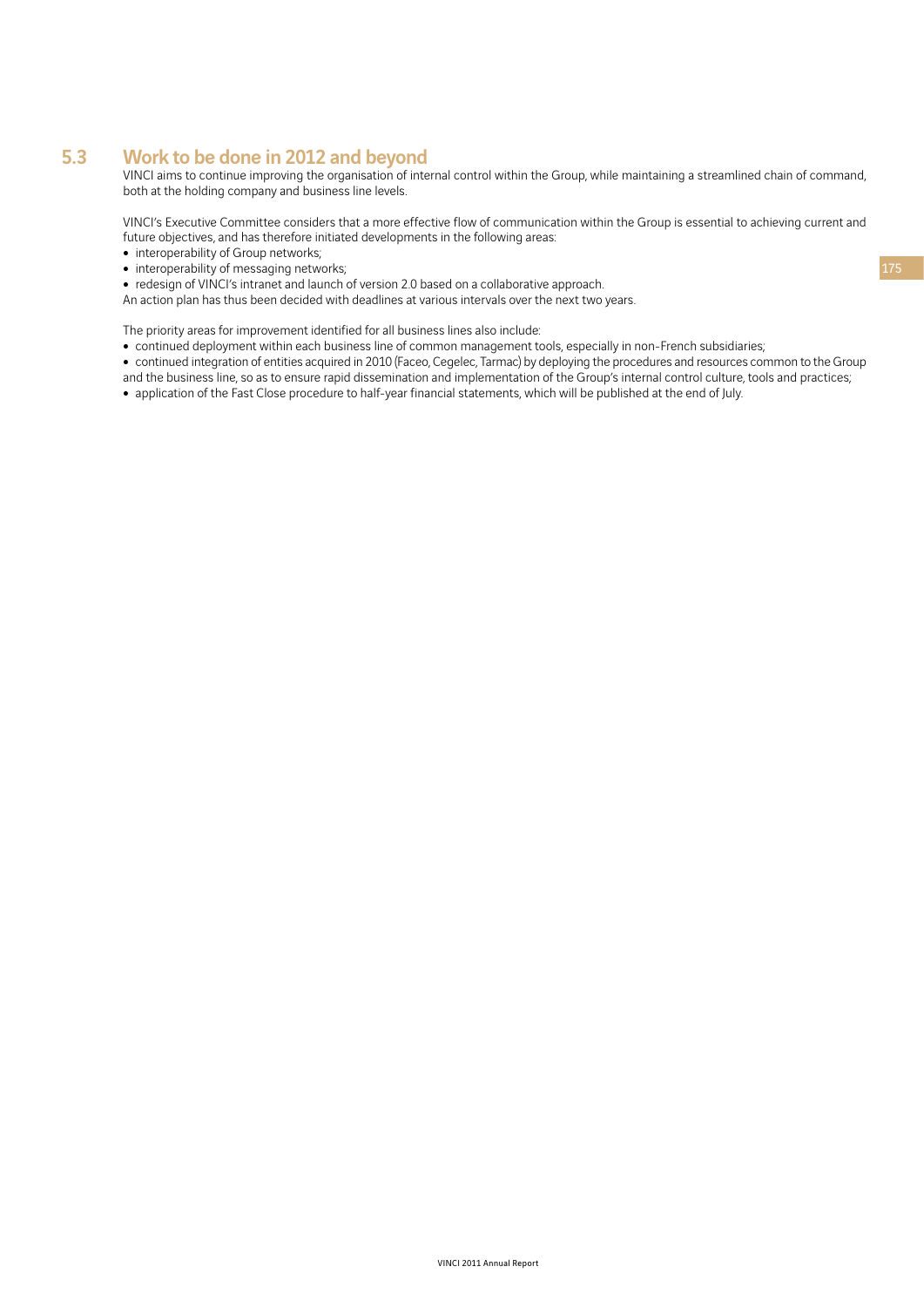## 5.3 Work to be done in 2012 and beyond

VINCI aims to continue improving the organisation of internal control within the Group, while maintaining a streamlined chain of command, both at the holding company and business line levels.

VINCI's Executive Committee considers that a more effective flow of communication within the Group is essential to achieving current and future objectives, and has therefore initiated developments in the following areas:

- interoperability of Group networks;
- interoperability of messaging networks;
- redesign of VINCI's intranet and launch of version 2.0 based on a collaborative approach.

An action plan has thus been decided with deadlines at various intervals over the next two years.

The priority areas for improvement identified for all business lines also include:

- continued deployment within each business line of common management tools, especially in non-French subsidiaries;
- continued integration of entities acquired in 2010 (Faceo, Cegelec, Tarmac) by deploying the procedures and resources common to the Group and the business line, so as to ensure rapid dissemination and implementation of the Group's internal control culture, tools and practices;
- application of the Fast Close procedure to half-year financial statements, which will be published at the end of July.